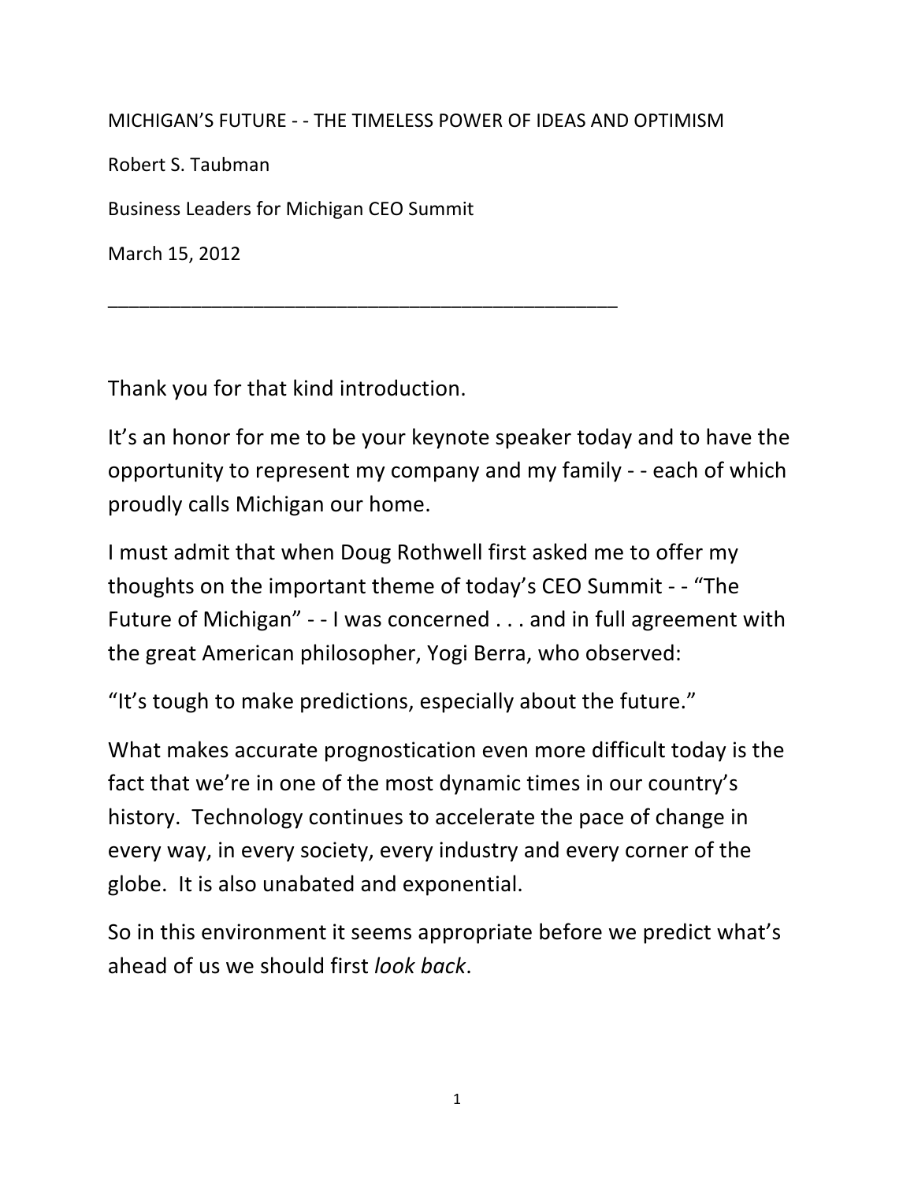MICHIGAN'S FUTURE - - THE TIMELESS POWER OF IDEAS AND OPTIMISM

Robert S. Taubman

Business Leaders for Michigan CEO Summit

March 15, 2012

---

Thank you for that kind introduction.

It's an honor for me to be your keynote speaker today and to have the opportunity to represent my company and my family - - each of which proudly calls Michigan our home.

I must admit that when Doug Rothwell first asked me to offer my thoughts on the important theme of today's CEO Summit - - "The Future of Michigan" - - I was concerned . . . and in full agreement with the great American philosopher, Yogi Berra, who observed:

"It's tough to make predictions, especially about the future."

What makes accurate prognostication even more difficult today is the fact that we're in one of the most dynamic times in our country's history. Technology continues to accelerate the pace of change in every way, in every society, every industry and every corner of the globe. It is also unabated and exponential.

So in this environment it seems appropriate before we predict what's ahead of us we should first *look back*.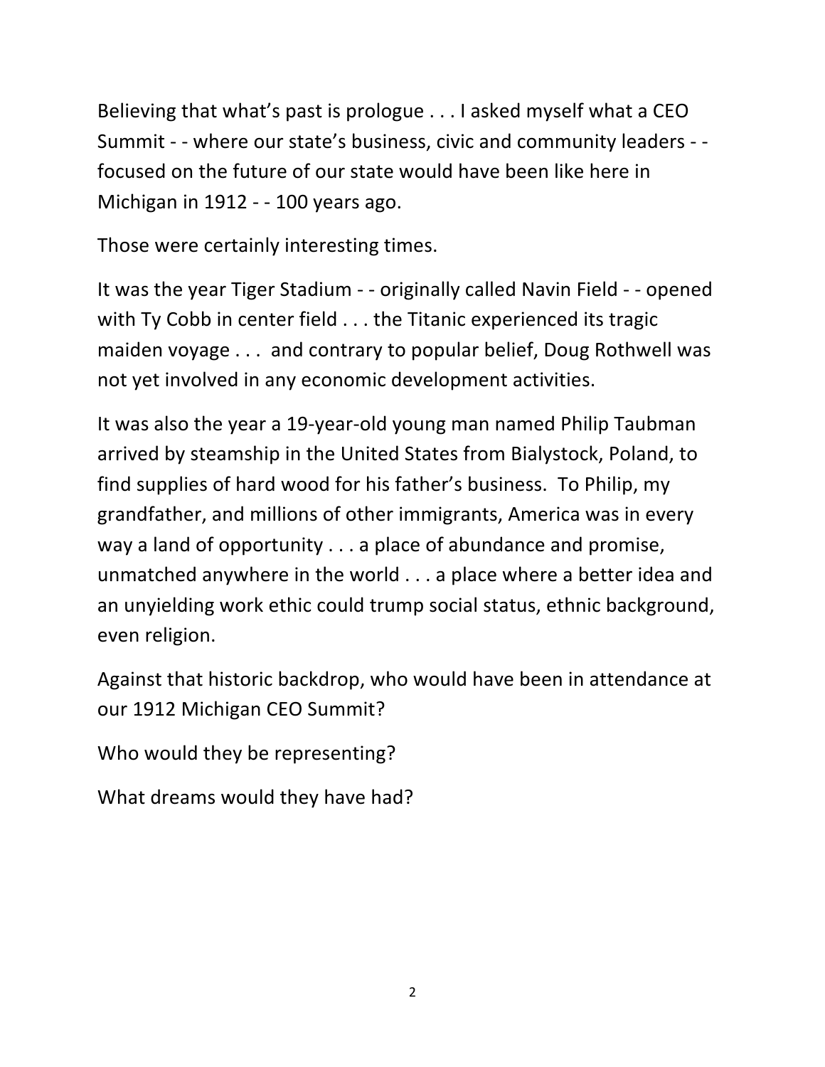Believing that what's past is prologue . . . I asked myself what a CEO Summit - - where our state's business, civic and community leaders - - focused on the future of our state would have been like here in Michigan in 1912 - - 100 years ago.

Those were certainly interesting times.

It was the year Tiger Stadium - - originally called Navin Field - - opened with Ty Cobb in center field . . . the Titanic experienced its tragic maiden voyage . . . and contrary to popular belief, Doug Rothwell was not yet involved in any economic development activities.

It was also the year a 19-year-old young man named Philip Taubman arrived by steamship in the United States from Bialystock, Poland, to find supplies of hard wood for his father's business. To Philip, my grandfather, and millions of other immigrants, America was in every way a land of opportunity . . . a place of abundance and promise, unmatched anywhere in the world . . . a place where a better idea and an unyielding work ethic could trump social status, ethnic background, even religion.

Against that historic backdrop, who would have been in attendance at our 1912 Michigan CEO Summit?

Who would they be representing?

What dreams would they have had?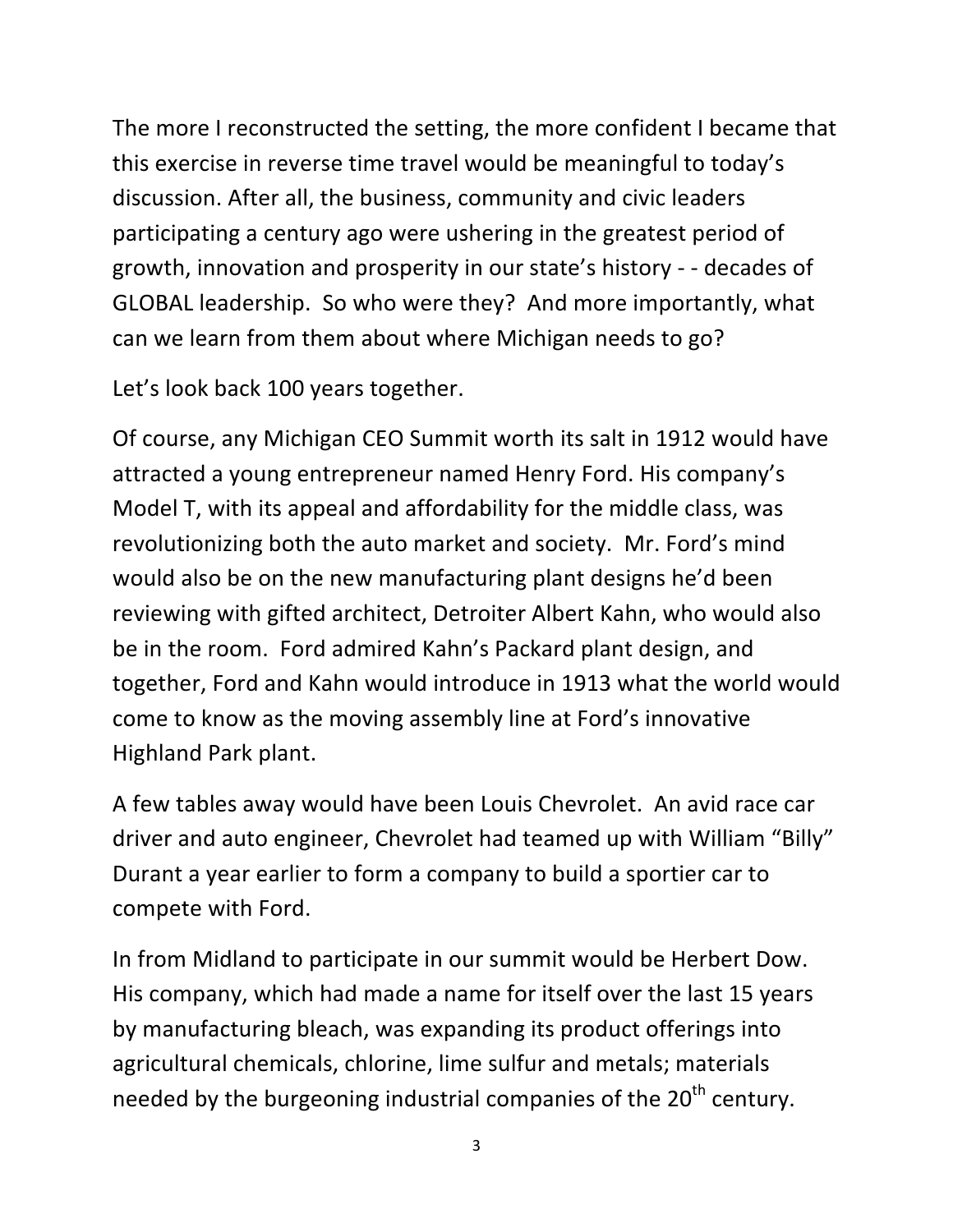The more I reconstructed the setting, the more confident I became that this exercise in reverse time travel would be meaningful to today's discussion. After all, the business, community and civic leaders participating a century ago were ushering in the greatest period of growth, innovation and prosperity in our state's history - - decades of GLOBAL leadership. So who were they? And more importantly, what can we learn from them about where Michigan needs to go?

Let's look back 100 years together.

Of course, any Michigan CEO Summit worth its salt in 1912 would have attracted a young entrepreneur named Henry Ford. His company's Model T, with its appeal and affordability for the middle class, was revolutionizing both the auto market and society. Mr. Ford's mind would also be on the new manufacturing plant designs he'd been reviewing with gifted architect, Detroiter Albert Kahn, who would also be in the room. Ford admired Kahn's Packard plant design, and together, Ford and Kahn would introduce in 1913 what the world would come to know as the moving assembly line at Ford's innovative Highland Park plant.

A few tables away would have been Louis Chevrolet. An avid race car driver and auto engineer, Chevrolet had teamed up with William "Billy" Durant a year earlier to form a company to build a sportier car to compete with Ford.

In from Midland to participate in our summit would be Herbert Dow. His company, which had made a name for itself over the last 15 years by manufacturing bleach, was expanding its product offerings into agricultural chemicals, chlorine, lime sulfur and metals; materials needed by the burgeoning industrial companies of the 20th century.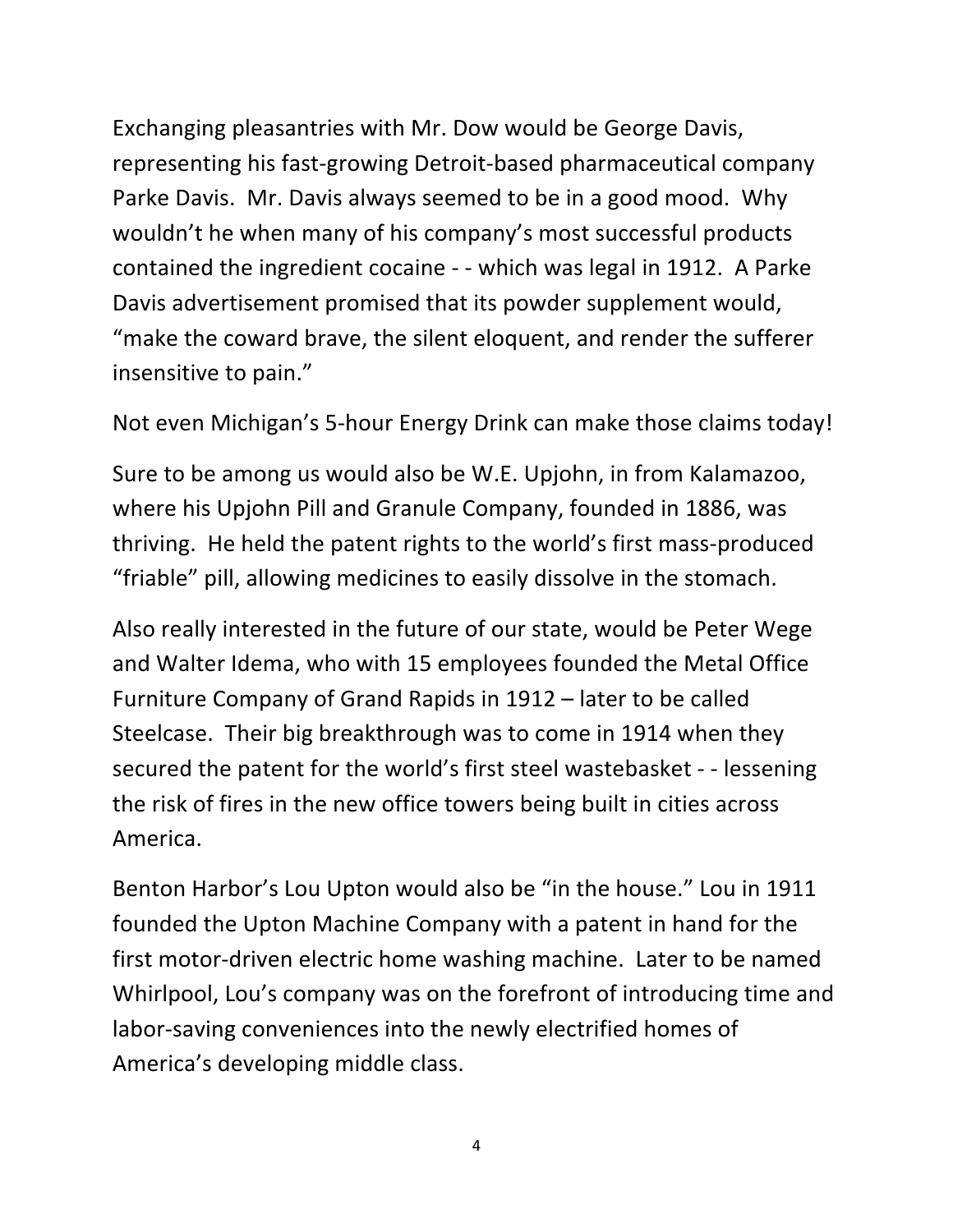Exchanging pleasantries with Mr. Dow would be George Davis, representing his fast-growing Detroit-based pharmaceutical company Parke Davis. Mr. Davis always seemed to be in a good mood. Why wouldn't he when many of his company's most successful products contained the ingredient cocaine - - which was legal in 1912. A Parke Davis advertisement promised that its powder supplement would, "make the coward brave, the silent eloquent, and render the sufferer insensitive to pain."

Not even Michigan's 5-hour Energy Drink can make those claims today!

Sure to be among us would also be W.E. Upjohn, in from Kalamazoo, where his Upjohn Pill and Granule Company, founded in 1886, was thriving. He held the patent rights to the world's first mass-produced "friable" pill, allowing medicines to easily dissolve in the stomach.

Also really interested in the future of our state, would be Peter Wege and Walter Idema, who with 15 employees founded the Metal Office Furniture Company of Grand Rapids in 1912 – later to be called Steelcase. Their big breakthrough was to come in 1914 when they secured the patent for the world's first steel wastebasket - - lessening the risk of fires in the new office towers being built in cities across America.

Benton Harbor's Lou Upton would also be "in the house." Lou in 1911 founded the Upton Machine Company with a patent in hand for the first motor-driven electric home washing machine. Later to be named Whirlpool, Lou's company was on the forefront of introducing time and labor-saving conveniences into the newly electrified homes of America's developing middle class.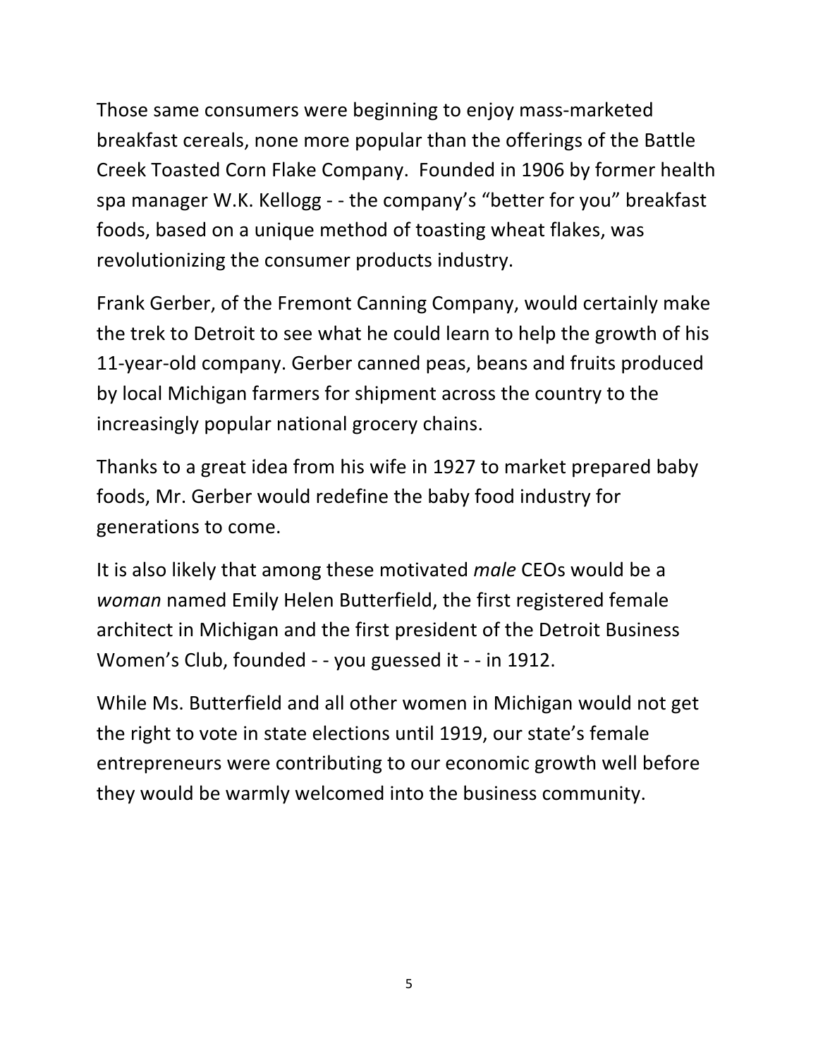Those same consumers were beginning to enjoy mass-marketed breakfast cereals, none more popular than the offerings of the Battle Creek Toasted Corn Flake Company.  Founded in 1906 by former health spa manager W.K. Kellogg - - the company's "better for you" breakfast foods, based on a unique method of toasting wheat flakes, was revolutionizing the consumer products industry.

Frank Gerber, of the Fremont Canning Company, would certainly make the trek to Detroit to see what he could learn to help the growth of his 11-year-old company. Gerber canned peas, beans and fruits produced by local Michigan farmers for shipment across the country to the increasingly popular national grocery chains.

Thanks to a great idea from his wife in 1927 to market prepared baby foods, Mr. Gerber would redefine the baby food industry for generations to come.

It is also likely that among these motivated *male* CEOs would be a *woman* named Emily Helen Butterfield, the first registered female architect in Michigan and the first president of the Detroit Business Women's Club, founded - - you guessed it - - in 1912.

While Ms. Butterfield and all other women in Michigan would not get the right to vote in state elections until 1919, our state's female entrepreneurs were contributing to our economic growth well before they would be warmly welcomed into the business community.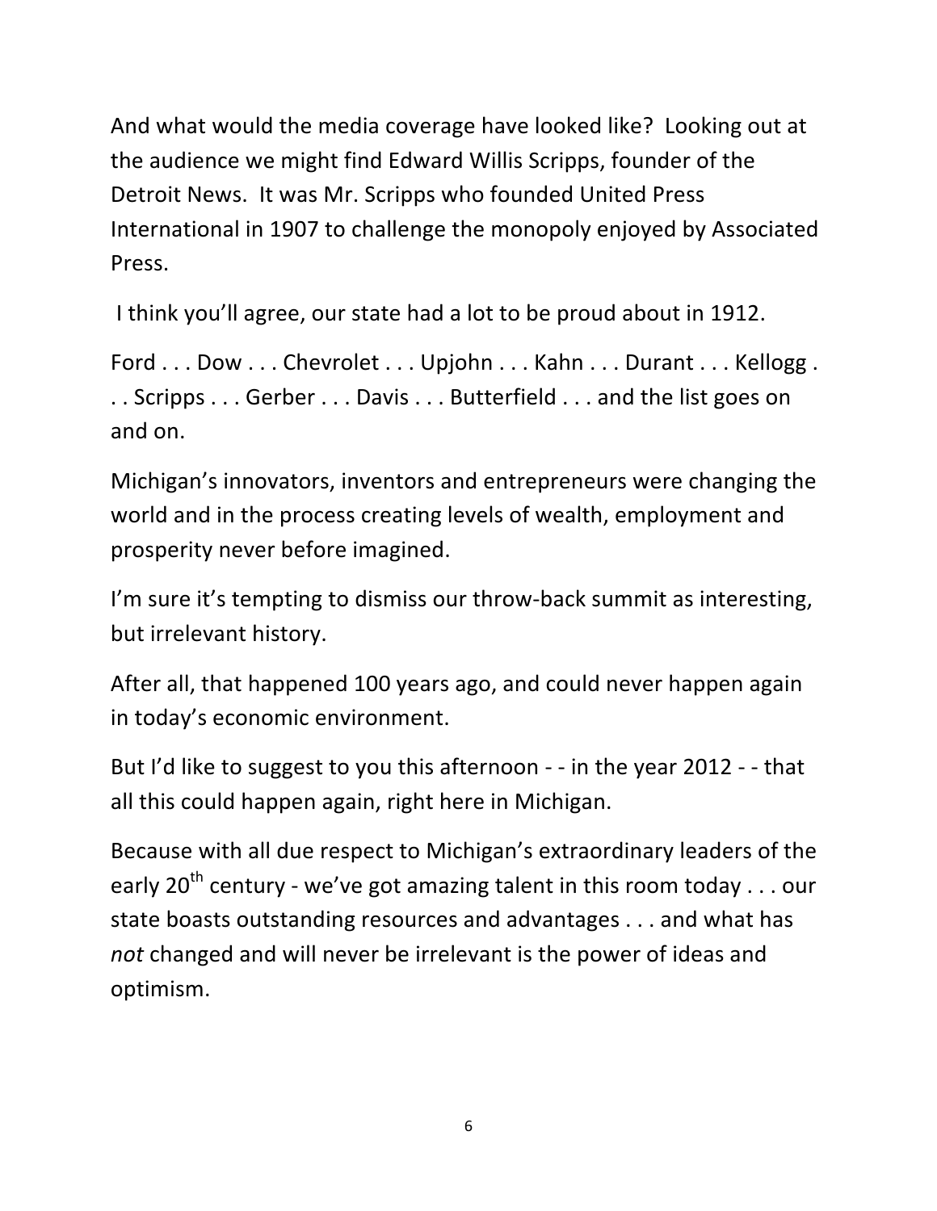And what would the media coverage have looked like? Looking out at the audience we might find Edward Willis Scripps, founder of the Detroit News. It was Mr. Scripps who founded United Press International in 1907 to challenge the monopoly enjoyed by Associated Press.

I think you'll agree, our state had a lot to be proud about in 1912.

Ford . . . Dow . . . Chevrolet . . . Upjohn . . . Kahn . . . Durant . . . Kellogg . . . Scripps . . . Gerber . . . Davis . . . Butterfield . . . and the list goes on and on.

Michigan's innovators, inventors and entrepreneurs were changing the world and in the process creating levels of wealth, employment and prosperity never before imagined.

I'm sure it's tempting to dismiss our throw-back summit as interesting, but irrelevant history.

After all, that happened 100 years ago, and could never happen again in today's economic environment.

But I'd like to suggest to you this afternoon - - in the year 2012 - - that all this could happen again, right here in Michigan.

Because with all due respect to Michigan's extraordinary leaders of the early 20th century - we've got amazing talent in this room today . . . our state boasts outstanding resources and advantages . . . and what has *not* changed and will never be irrelevant is the power of ideas and optimism.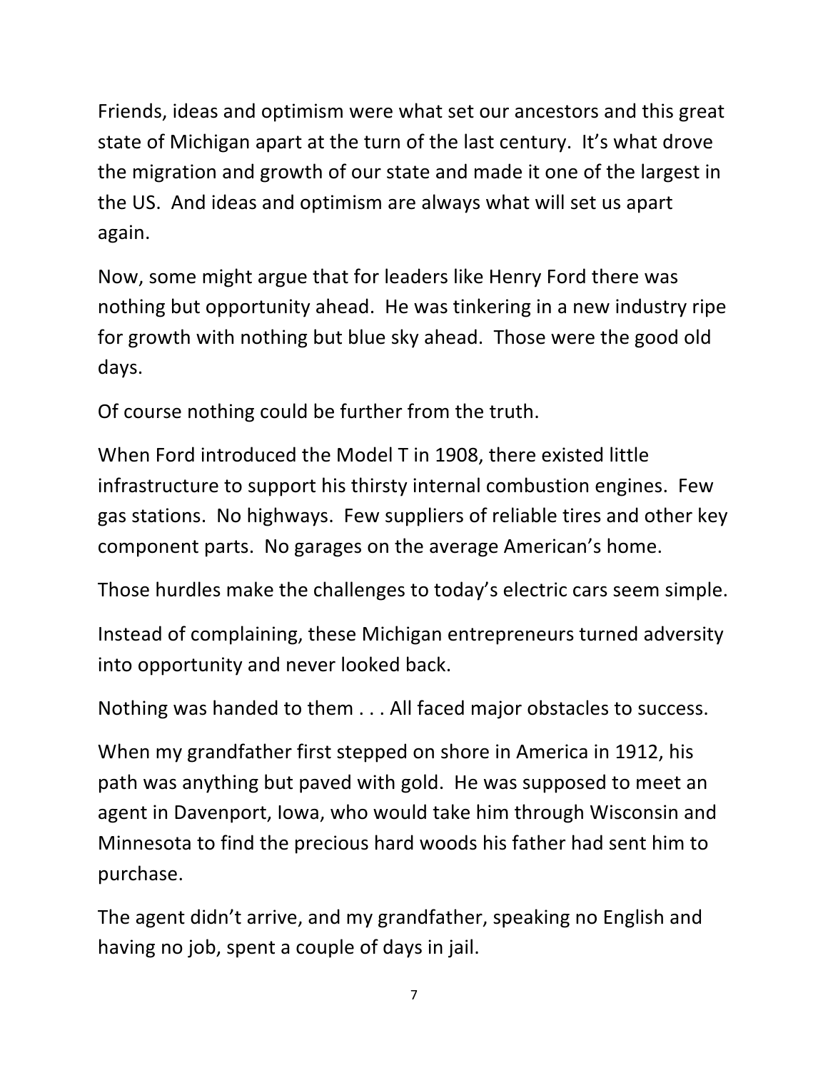Friends, ideas and optimism were what set our ancestors and this great state of Michigan apart at the turn of the last century. It's what drove the migration and growth of our state and made it one of the largest in the US. And ideas and optimism are always what will set us apart again.

Now, some might argue that for leaders like Henry Ford there was nothing but opportunity ahead. He was tinkering in a new industry ripe for growth with nothing but blue sky ahead. Those were the good old days.

Of course nothing could be further from the truth.

When Ford introduced the Model T in 1908, there existed little infrastructure to support his thirsty internal combustion engines. Few gas stations. No highways. Few suppliers of reliable tires and other key component parts. No garages on the average American's home.

Those hurdles make the challenges to today's electric cars seem simple.

Instead of complaining, these Michigan entrepreneurs turned adversity into opportunity and never looked back.

Nothing was handed to them . . . All faced major obstacles to success.

When my grandfather first stepped on shore in America in 1912, his path was anything but paved with gold. He was supposed to meet an agent in Davenport, Iowa, who would take him through Wisconsin and Minnesota to find the precious hard woods his father had sent him to purchase.

The agent didn't arrive, and my grandfather, speaking no English and having no job, spent a couple of days in jail.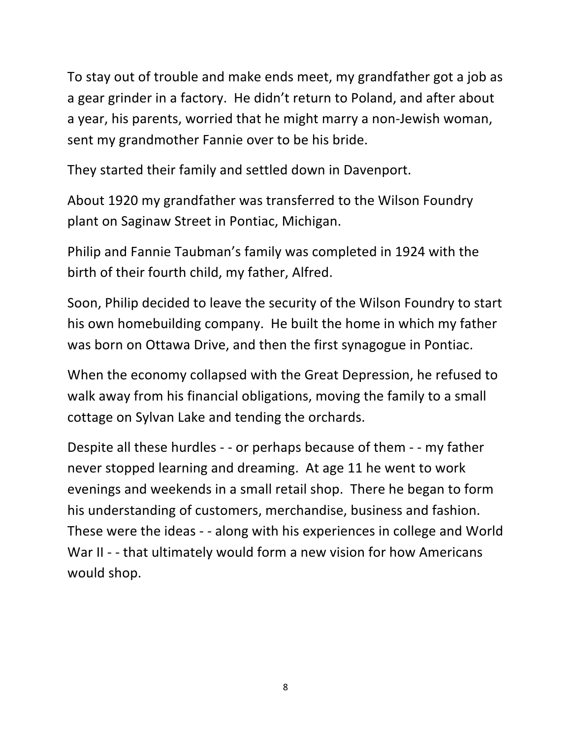To stay out of trouble and make ends meet, my grandfather got a job as a gear grinder in a factory. He didn't return to Poland, and after about a year, his parents, worried that he might marry a non-Jewish woman, sent my grandmother Fannie over to be his bride.

They started their family and settled down in Davenport.

About 1920 my grandfather was transferred to the Wilson Foundry plant on Saginaw Street in Pontiac, Michigan.

Philip and Fannie Taubman's family was completed in 1924 with the birth of their fourth child, my father, Alfred.

Soon, Philip decided to leave the security of the Wilson Foundry to start his own homebuilding company. He built the home in which my father was born on Ottawa Drive, and then the first synagogue in Pontiac.

When the economy collapsed with the Great Depression, he refused to walk away from his financial obligations, moving the family to a small cottage on Sylvan Lake and tending the orchards.

Despite all these hurdles - - or perhaps because of them - - my father never stopped learning and dreaming. At age 11 he went to work evenings and weekends in a small retail shop. There he began to form his understanding of customers, merchandise, business and fashion. These were the ideas - - along with his experiences in college and World War II - - that ultimately would form a new vision for how Americans would shop.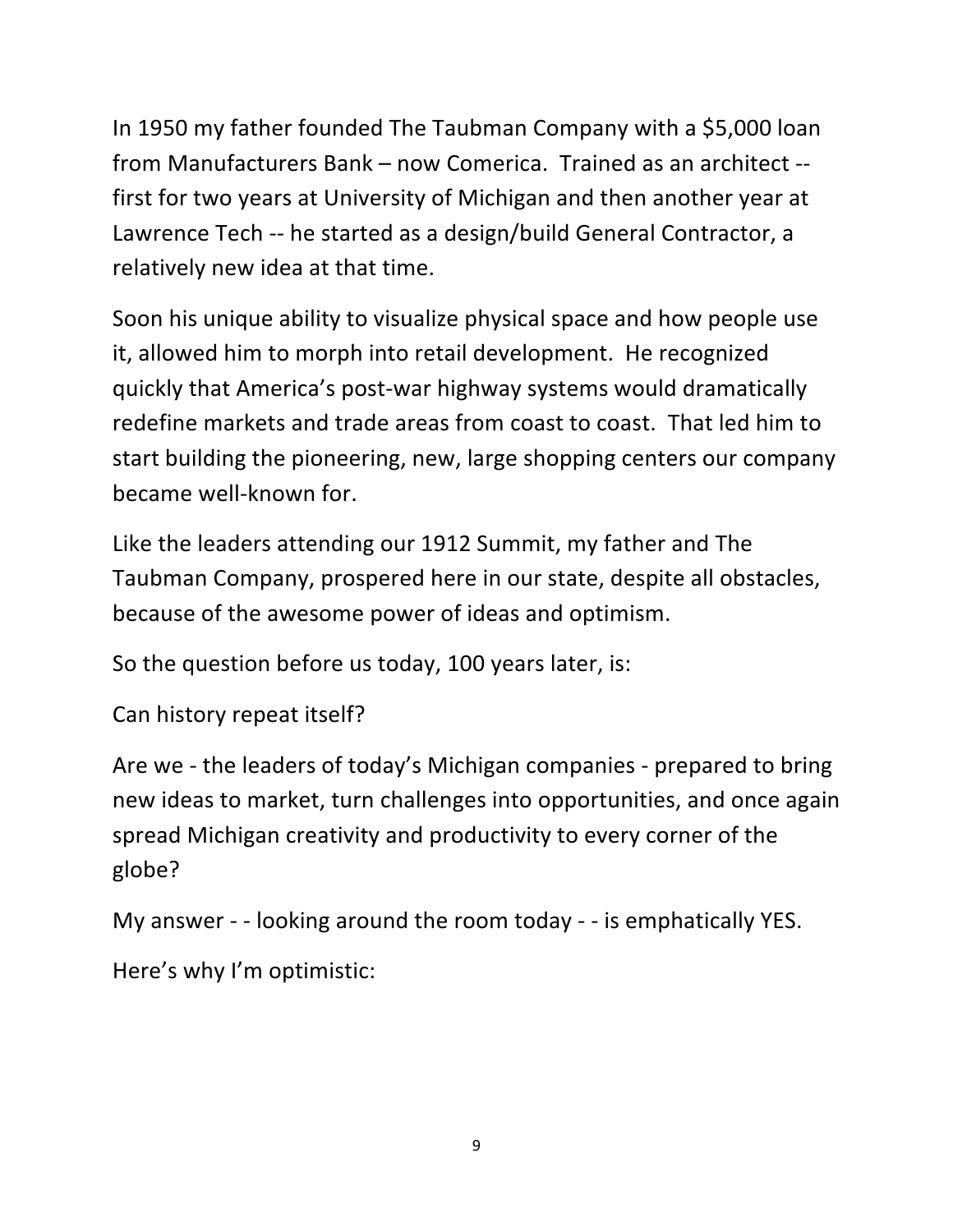In 1950 my father founded The Taubman Company with a $5,000 loan from Manufacturers Bank – now Comerica. Trained as an architect -- first for two years at University of Michigan and then another year at Lawrence Tech -- he started as a design/build General Contractor, a relatively new idea at that time.

Soon his unique ability to visualize physical space and how people use it, allowed him to morph into retail development. He recognized quickly that America's post-war highway systems would dramatically redefine markets and trade areas from coast to coast. That led him to start building the pioneering, new, large shopping centers our company became well-known for.

Like the leaders attending our 1912 Summit, my father and The Taubman Company, prospered here in our state, despite all obstacles, because of the awesome power of ideas and optimism.

So the question before us today, 100 years later, is:

Can history repeat itself?

Are we - the leaders of today's Michigan companies - prepared to bring new ideas to market, turn challenges into opportunities, and once again spread Michigan creativity and productivity to every corner of the globe?

My answer - - looking around the room today - - is emphatically YES.

Here's why I'm optimistic: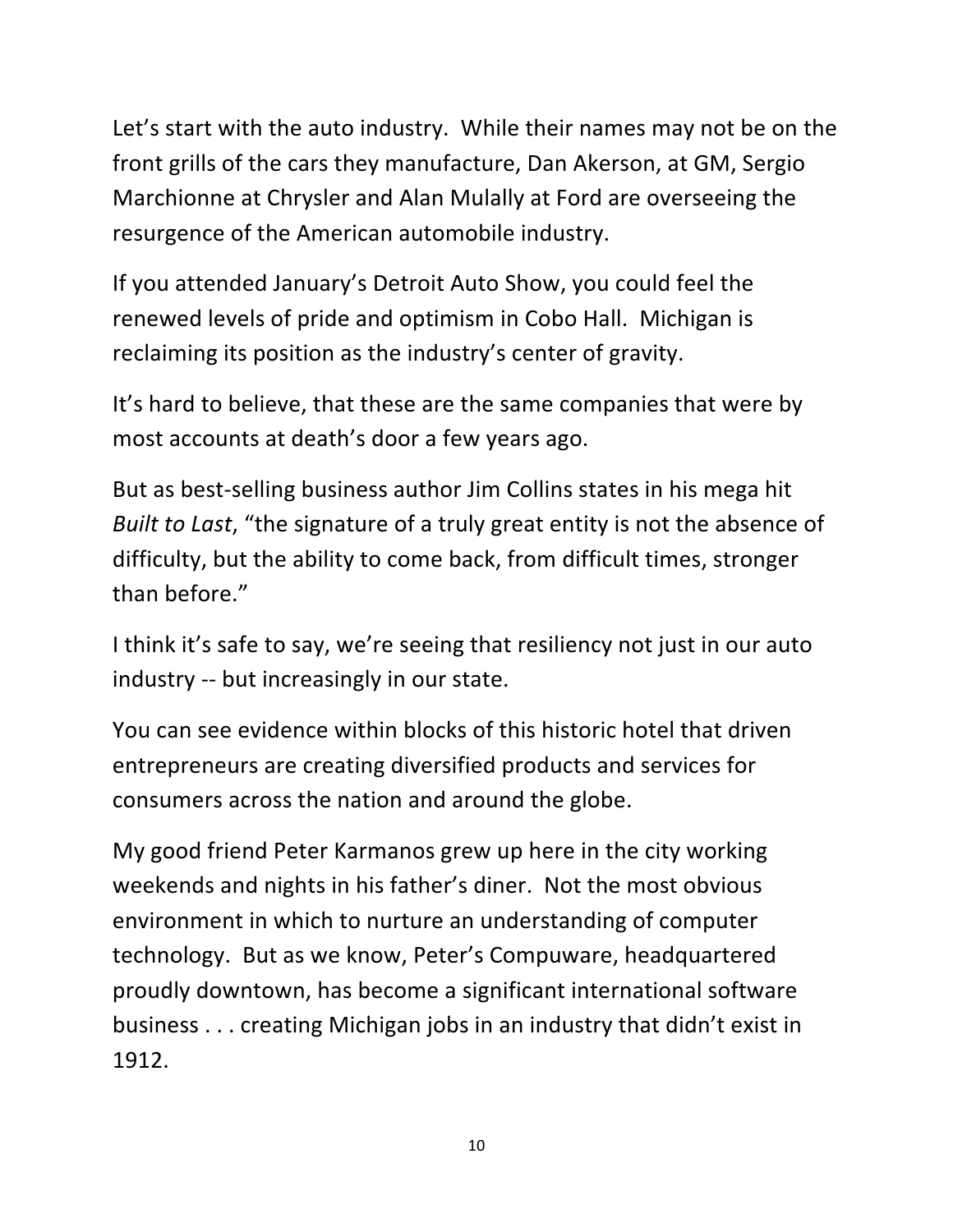Let's start with the auto industry. While their names may not be on the front grills of the cars they manufacture, Dan Akerson, at GM, Sergio Marchionne at Chrysler and Alan Mulally at Ford are overseeing the resurgence of the American automobile industry.

If you attended January's Detroit Auto Show, you could feel the renewed levels of pride and optimism in Cobo Hall. Michigan is reclaiming its position as the industry's center of gravity.

It's hard to believe, that these are the same companies that were by most accounts at death's door a few years ago.

But as best-selling business author Jim Collins states in his mega hit *Built to Last*, "the signature of a truly great entity is not the absence of difficulty, but the ability to come back, from difficult times, stronger than before."

I think it's safe to say, we're seeing that resiliency not just in our auto industry -- but increasingly in our state.

You can see evidence within blocks of this historic hotel that driven entrepreneurs are creating diversified products and services for consumers across the nation and around the globe.

My good friend Peter Karmanos grew up here in the city working weekends and nights in his father's diner. Not the most obvious environment in which to nurture an understanding of computer technology. But as we know, Peter's Compuware, headquartered proudly downtown, has become a significant international software business . . . creating Michigan jobs in an industry that didn't exist in 1912.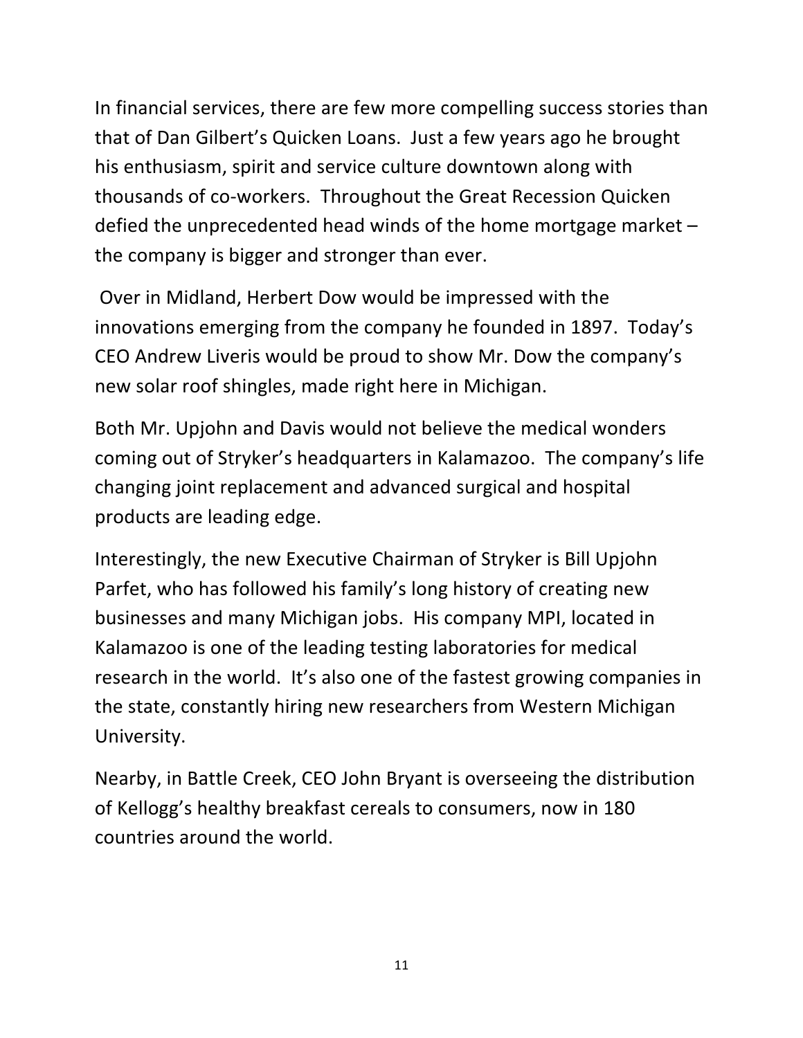In financial services, there are few more compelling success stories than that of Dan Gilbert's Quicken Loans. Just a few years ago he brought his enthusiasm, spirit and service culture downtown along with thousands of co-workers. Throughout the Great Recession Quicken defied the unprecedented head winds of the home mortgage market – the company is bigger and stronger than ever.

Over in Midland, Herbert Dow would be impressed with the innovations emerging from the company he founded in 1897. Today's CEO Andrew Liveris would be proud to show Mr. Dow the company's new solar roof shingles, made right here in Michigan.

Both Mr. Upjohn and Davis would not believe the medical wonders coming out of Stryker's headquarters in Kalamazoo. The company's life changing joint replacement and advanced surgical and hospital products are leading edge.

Interestingly, the new Executive Chairman of Stryker is Bill Upjohn Parfet, who has followed his family's long history of creating new businesses and many Michigan jobs. His company MPI, located in Kalamazoo is one of the leading testing laboratories for medical research in the world. It's also one of the fastest growing companies in the state, constantly hiring new researchers from Western Michigan University.

Nearby, in Battle Creek, CEO John Bryant is overseeing the distribution of Kellogg's healthy breakfast cereals to consumers, now in 180 countries around the world.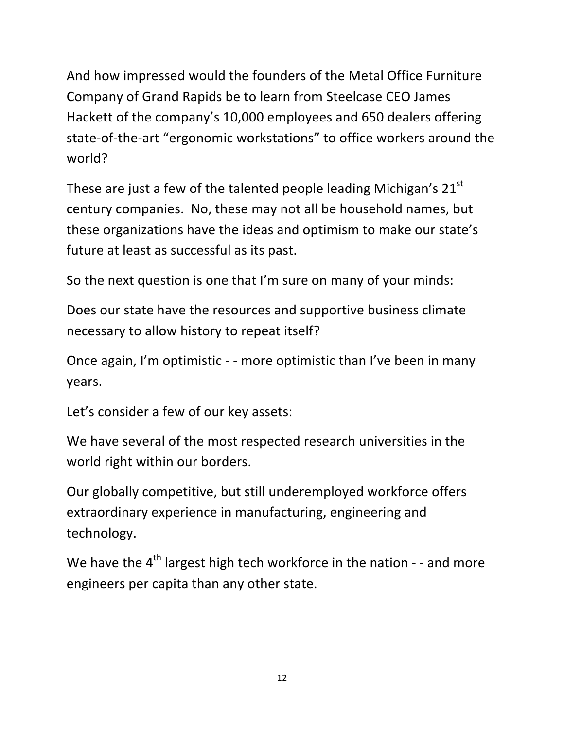And how impressed would the founders of the Metal Office Furniture Company of Grand Rapids be to learn from Steelcase CEO James Hackett of the company's 10,000 employees and 650 dealers offering state-of-the-art "ergonomic workstations" to office workers around the world?

These are just a few of the talented people leading Michigan's 21st century companies. No, these may not all be household names, but these organizations have the ideas and optimism to make our state's future at least as successful as its past.

So the next question is one that I'm sure on many of your minds:

Does our state have the resources and supportive business climate necessary to allow history to repeat itself?

Once again, I'm optimistic - - more optimistic than I've been in many years.

Let's consider a few of our key assets:

We have several of the most respected research universities in the world right within our borders.

Our globally competitive, but still underemployed workforce offers extraordinary experience in manufacturing, engineering and technology.

We have the 4th largest high tech workforce in the nation - - and more engineers per capita than any other state.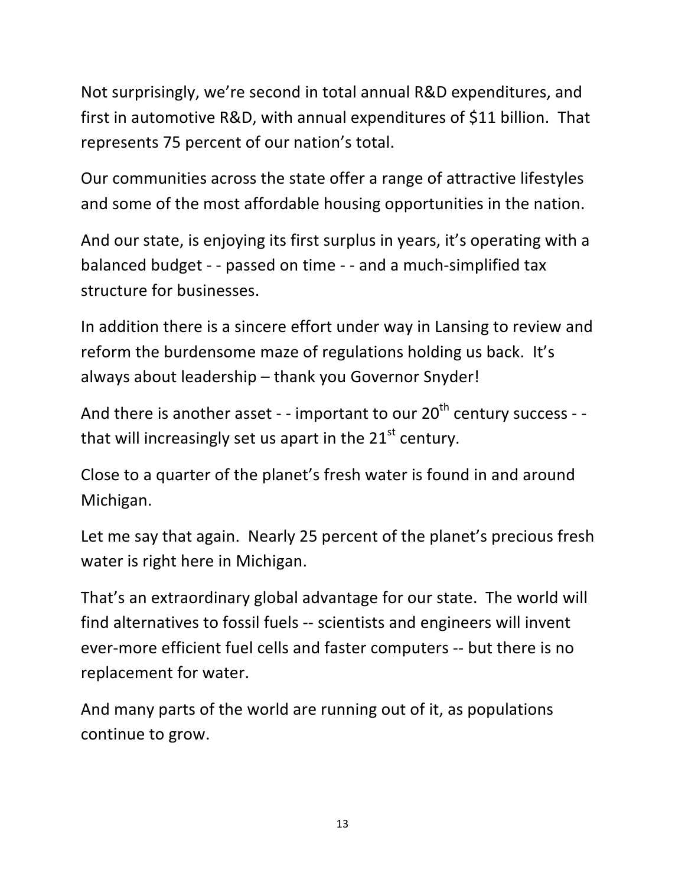Not surprisingly, we're second in total annual R&D expenditures, and first in automotive R&D, with annual expenditures of $11 billion. That represents 75 percent of our nation's total.

Our communities across the state offer a range of attractive lifestyles and some of the most affordable housing opportunities in the nation.

And our state, is enjoying its first surplus in years, it's operating with a balanced budget - - passed on time - - and a much-simplified tax structure for businesses.

In addition there is a sincere effort under way in Lansing to review and reform the burdensome maze of regulations holding us back. It's always about leadership – thank you Governor Snyder!

And there is another asset - - important to our 20th century success - - that will increasingly set us apart in the 21st century.

Close to a quarter of the planet's fresh water is found in and around Michigan.

Let me say that again. Nearly 25 percent of the planet's precious fresh water is right here in Michigan.

That's an extraordinary global advantage for our state. The world will find alternatives to fossil fuels -- scientists and engineers will invent ever-more efficient fuel cells and faster computers -- but there is no replacement for water.

And many parts of the world are running out of it, as populations continue to grow.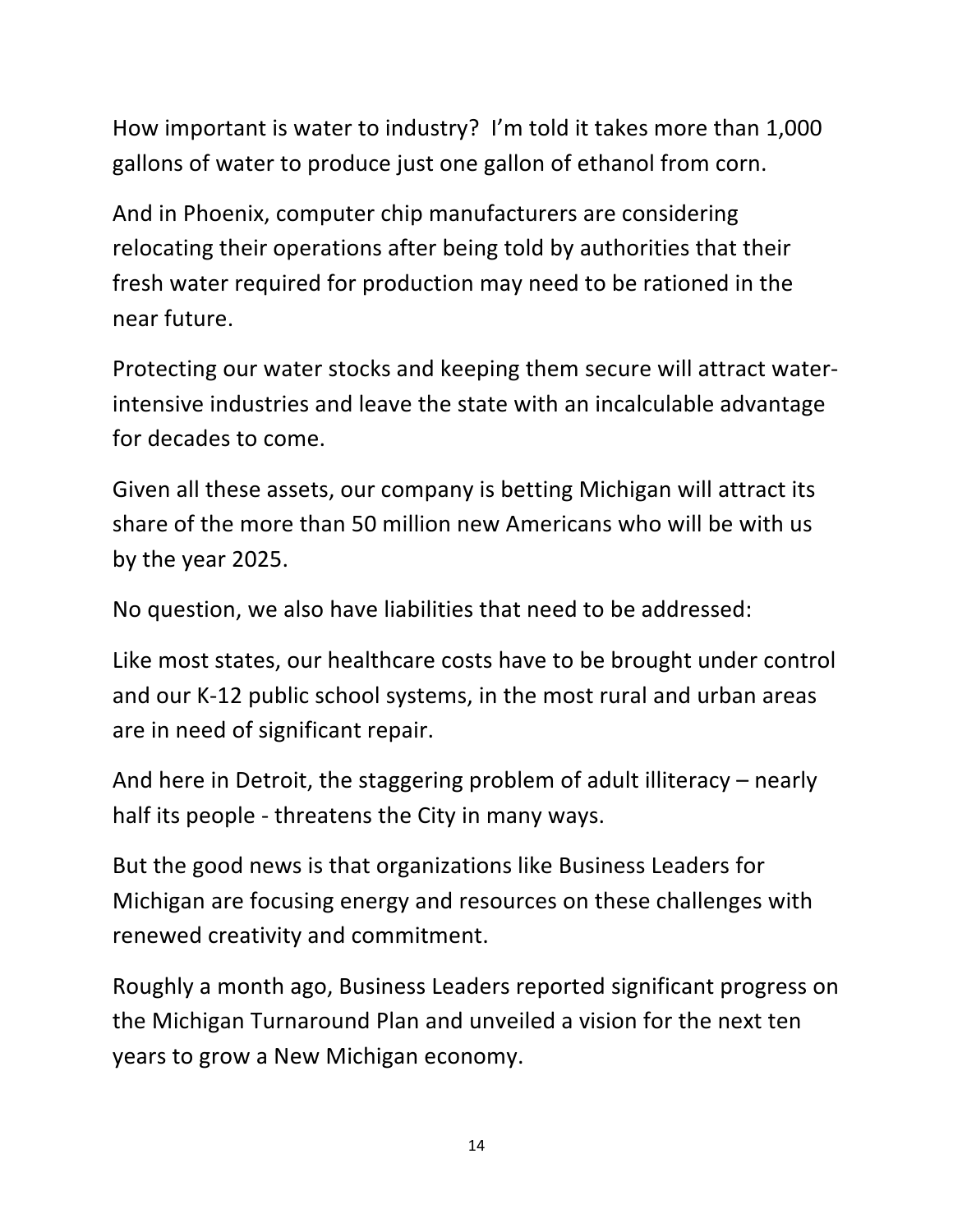How important is water to industry? I'm told it takes more than 1,000 gallons of water to produce just one gallon of ethanol from corn.

And in Phoenix, computer chip manufacturers are considering relocating their operations after being told by authorities that their fresh water required for production may need to be rationed in the near future.

Protecting our water stocks and keeping them secure will attract water-intensive industries and leave the state with an incalculable advantage for decades to come.

Given all these assets, our company is betting Michigan will attract its share of the more than 50 million new Americans who will be with us by the year 2025.

No question, we also have liabilities that need to be addressed:

Like most states, our healthcare costs have to be brought under control and our K-12 public school systems, in the most rural and urban areas are in need of significant repair.

And here in Detroit, the staggering problem of adult illiteracy – nearly half its people - threatens the City in many ways.

But the good news is that organizations like Business Leaders for Michigan are focusing energy and resources on these challenges with renewed creativity and commitment.

Roughly a month ago, Business Leaders reported significant progress on the Michigan Turnaround Plan and unveiled a vision for the next ten years to grow a New Michigan economy.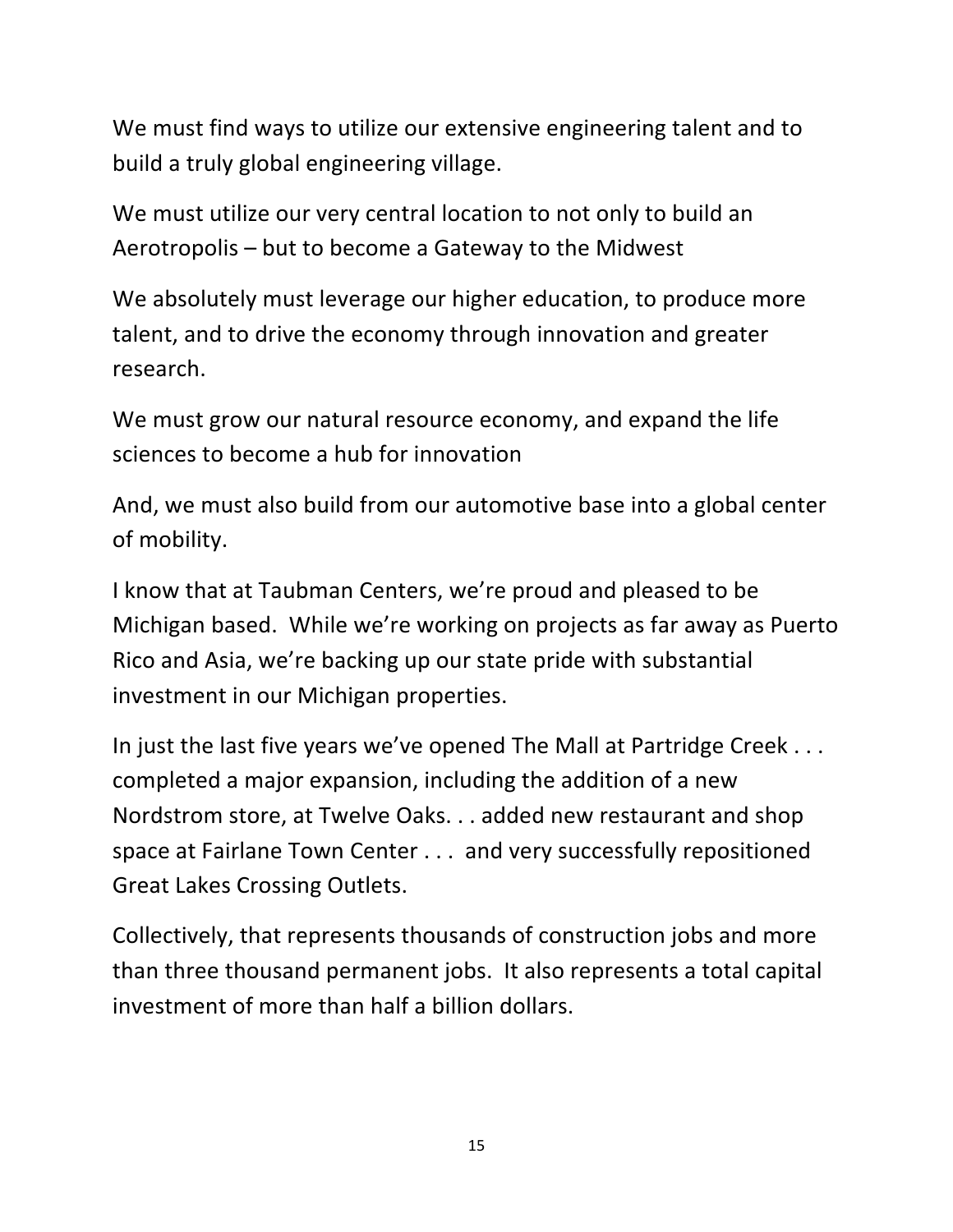We must find ways to utilize our extensive engineering talent and to build a truly global engineering village.

We must utilize our very central location to not only to build an Aerotropolis – but to become a Gateway to the Midwest

We absolutely must leverage our higher education, to produce more talent, and to drive the economy through innovation and greater research.

We must grow our natural resource economy, and expand the life sciences to become a hub for innovation

And, we must also build from our automotive base into a global center of mobility.

I know that at Taubman Centers, we're proud and pleased to be Michigan based. While we're working on projects as far away as Puerto Rico and Asia, we're backing up our state pride with substantial investment in our Michigan properties.

In just the last five years we've opened The Mall at Partridge Creek . . . completed a major expansion, including the addition of a new Nordstrom store, at Twelve Oaks. . . added new restaurant and shop space at Fairlane Town Center . . . and very successfully repositioned Great Lakes Crossing Outlets.

Collectively, that represents thousands of construction jobs and more than three thousand permanent jobs. It also represents a total capital investment of more than half a billion dollars.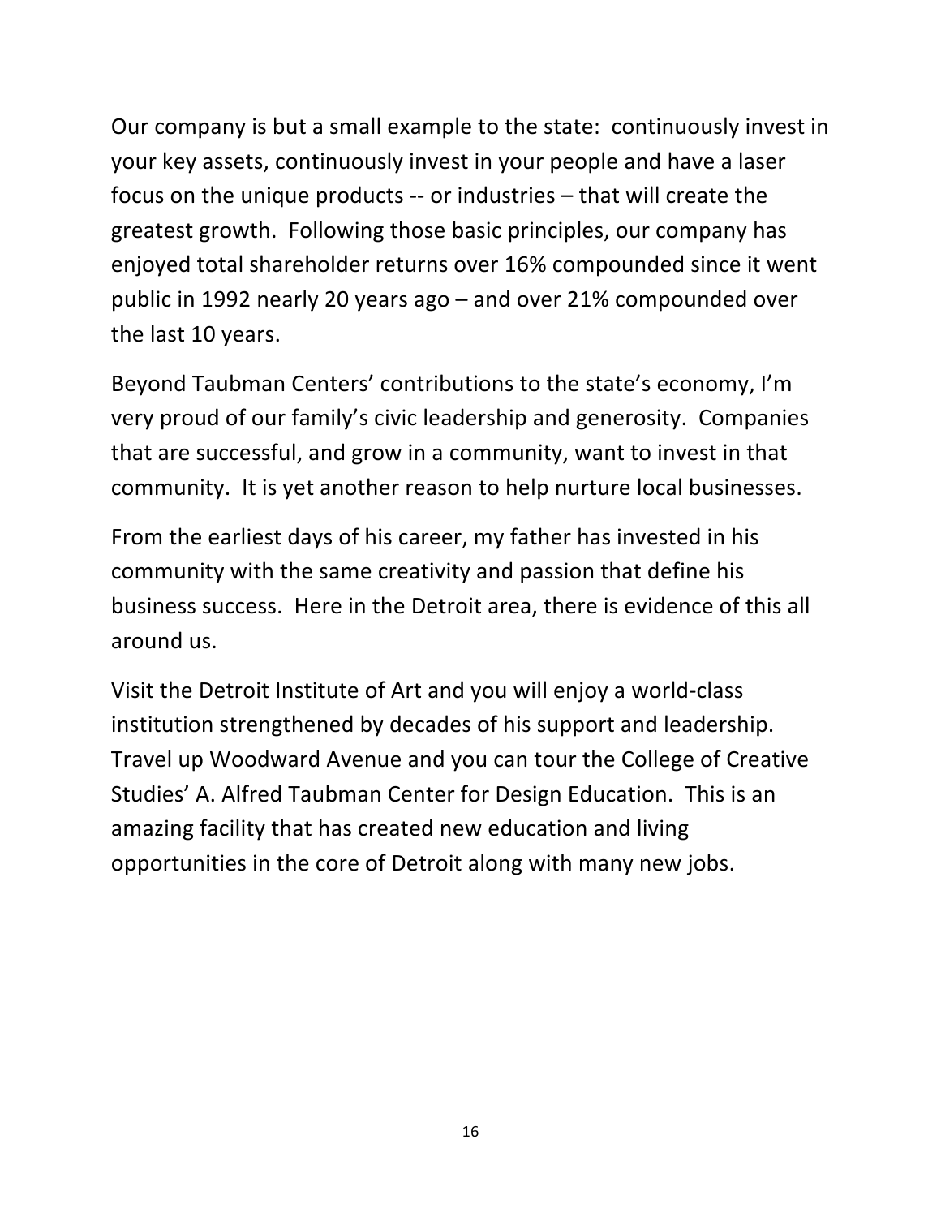Our company is but a small example to the state: continuously invest in your key assets, continuously invest in your people and have a laser focus on the unique products -- or industries – that will create the greatest growth. Following those basic principles, our company has enjoyed total shareholder returns over 16% compounded since it went public in 1992 nearly 20 years ago – and over 21% compounded over the last 10 years.

Beyond Taubman Centers' contributions to the state's economy, I'm very proud of our family's civic leadership and generosity. Companies that are successful, and grow in a community, want to invest in that community. It is yet another reason to help nurture local businesses.

From the earliest days of his career, my father has invested in his community with the same creativity and passion that define his business success. Here in the Detroit area, there is evidence of this all around us.

Visit the Detroit Institute of Art and you will enjoy a world-class institution strengthened by decades of his support and leadership. Travel up Woodward Avenue and you can tour the College of Creative Studies' A. Alfred Taubman Center for Design Education. This is an amazing facility that has created new education and living opportunities in the core of Detroit along with many new jobs.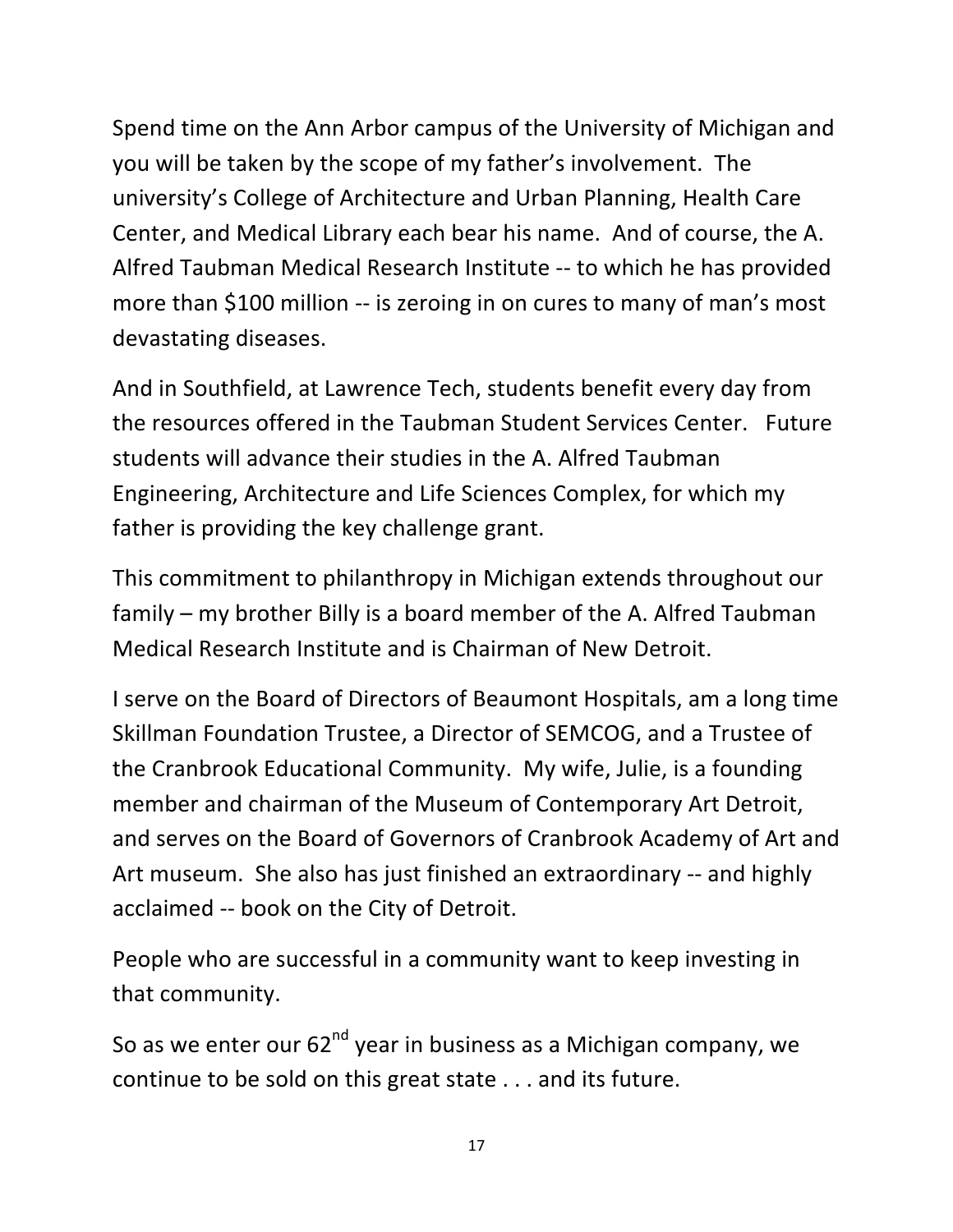Spend time on the Ann Arbor campus of the University of Michigan and you will be taken by the scope of my father's involvement. The university's College of Architecture and Urban Planning, Health Care Center, and Medical Library each bear his name. And of course, the A. Alfred Taubman Medical Research Institute -- to which he has provided more than $100 million -- is zeroing in on cures to many of man's most devastating diseases.

And in Southfield, at Lawrence Tech, students benefit every day from the resources offered in the Taubman Student Services Center. Future students will advance their studies in the A. Alfred Taubman Engineering, Architecture and Life Sciences Complex, for which my father is providing the key challenge grant.

This commitment to philanthropy in Michigan extends throughout our family – my brother Billy is a board member of the A. Alfred Taubman Medical Research Institute and is Chairman of New Detroit.

I serve on the Board of Directors of Beaumont Hospitals, am a long time Skillman Foundation Trustee, a Director of SEMCOG, and a Trustee of the Cranbrook Educational Community. My wife, Julie, is a founding member and chairman of the Museum of Contemporary Art Detroit, and serves on the Board of Governors of Cranbrook Academy of Art and Art museum. She also has just finished an extraordinary -- and highly acclaimed -- book on the City of Detroit.

People who are successful in a community want to keep investing in that community.

So as we enter our 62nd year in business as a Michigan company, we continue to be sold on this great state . . . and its future.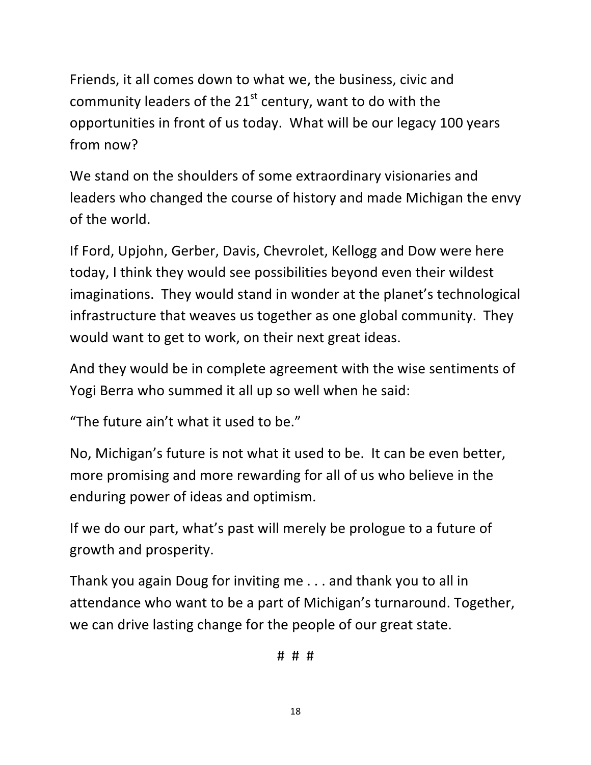Friends, it all comes down to what we, the business, civic and community leaders of the 21st century, want to do with the opportunities in front of us today. What will be our legacy 100 years from now?

We stand on the shoulders of some extraordinary visionaries and leaders who changed the course of history and made Michigan the envy of the world.

If Ford, Upjohn, Gerber, Davis, Chevrolet, Kellogg and Dow were here today, I think they would see possibilities beyond even their wildest imaginations. They would stand in wonder at the planet's technological infrastructure that weaves us together as one global community. They would want to get to work, on their next great ideas.

And they would be in complete agreement with the wise sentiments of Yogi Berra who summed it all up so well when he said:

"The future ain't what it used to be."

No, Michigan's future is not what it used to be. It can be even better, more promising and more rewarding for all of us who believe in the enduring power of ideas and optimism.

If we do our part, what's past will merely be prologue to a future of growth and prosperity.

Thank you again Doug for inviting me . . . and thank you to all in attendance who want to be a part of Michigan's turnaround. Together, we can drive lasting change for the people of our great state.

# # #